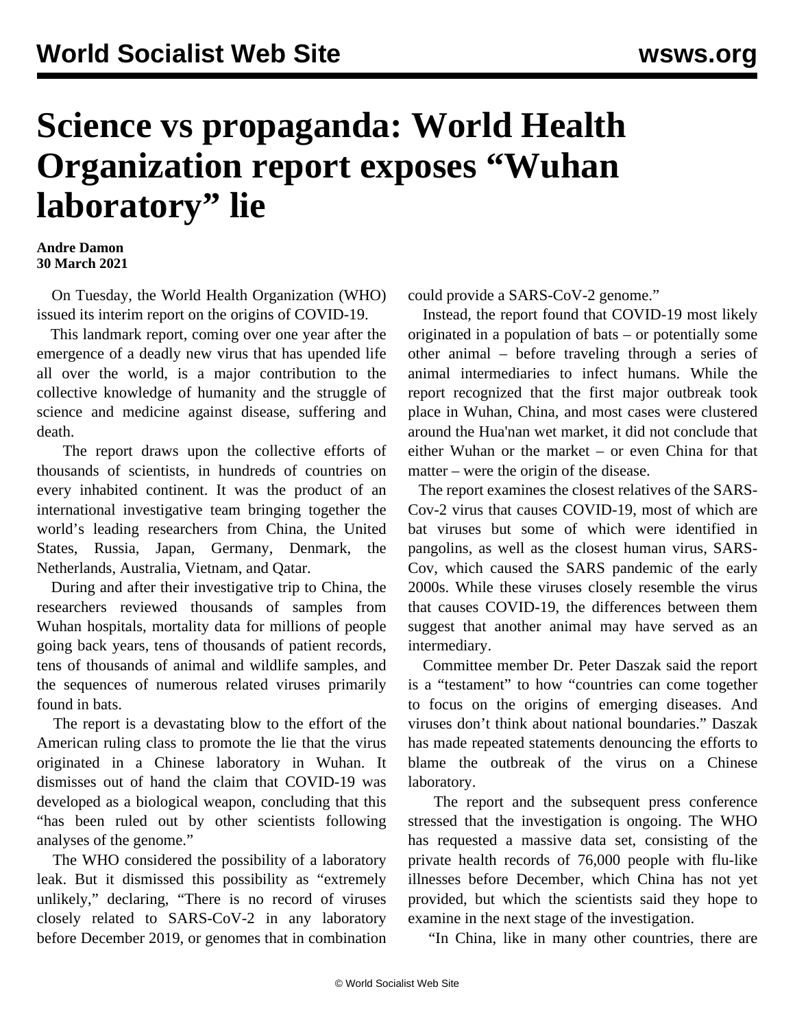# Science vs propaganda: World Health Organization report exposes "Wuhan laboratory" lie

**Andre Damon**
**30 March 2021**

On Tuesday, the World Health Organization (WHO) issued its interim report on the origins of COVID-19.

This landmark report, coming over one year after the emergence of a deadly new virus that has upended life all over the world, is a major contribution to the collective knowledge of humanity and the struggle of science and medicine against disease, suffering and death.

The report draws upon the collective efforts of thousands of scientists, in hundreds of countries on every inhabited continent. It was the product of an international investigative team bringing together the world's leading researchers from China, the United States, Russia, Japan, Germany, Denmark, the Netherlands, Australia, Vietnam, and Qatar.

During and after their investigative trip to China, the researchers reviewed thousands of samples from Wuhan hospitals, mortality data for millions of people going back years, tens of thousands of patient records, tens of thousands of animal and wildlife samples, and the sequences of numerous related viruses primarily found in bats.

The report is a devastating blow to the effort of the American ruling class to promote the lie that the virus originated in a Chinese laboratory in Wuhan. It dismisses out of hand the claim that COVID-19 was developed as a biological weapon, concluding that this "has been ruled out by other scientists following analyses of the genome."

The WHO considered the possibility of a laboratory leak. But it dismissed this possibility as "extremely unlikely," declaring, "There is no record of viruses closely related to SARS-CoV-2 in any laboratory before December 2019, or genomes that in combination could provide a SARS-CoV-2 genome."

Instead, the report found that COVID-19 most likely originated in a population of bats – or potentially some other animal – before traveling through a series of animal intermediaries to infect humans. While the report recognized that the first major outbreak took place in Wuhan, China, and most cases were clustered around the Hua'nan wet market, it did not conclude that either Wuhan or the market – or even China for that matter – were the origin of the disease.

The report examines the closest relatives of the SARS-Cov-2 virus that causes COVID-19, most of which are bat viruses but some of which were identified in pangolins, as well as the closest human virus, SARS-Cov, which caused the SARS pandemic of the early 2000s. While these viruses closely resemble the virus that causes COVID-19, the differences between them suggest that another animal may have served as an intermediary.

Committee member Dr. Peter Daszak said the report is a "testament" to how "countries can come together to focus on the origins of emerging diseases. And viruses don't think about national boundaries." Daszak has made repeated statements denouncing the efforts to blame the outbreak of the virus on a Chinese laboratory.

The report and the subsequent press conference stressed that the investigation is ongoing. The WHO has requested a massive data set, consisting of the private health records of 76,000 people with flu-like illnesses before December, which China has not yet provided, but which the scientists said they hope to examine in the next stage of the investigation.

"In China, like in many other countries, there are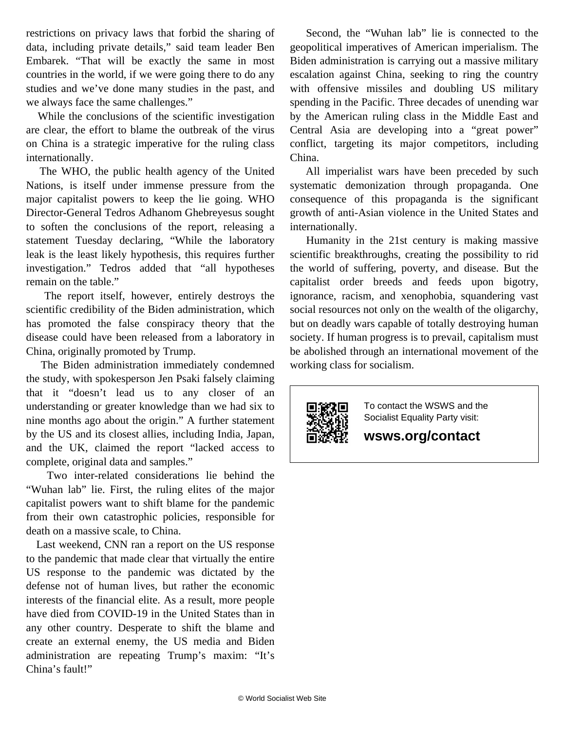restrictions on privacy laws that forbid the sharing of data, including private details," said team leader Ben Embarek. "That will be exactly the same in most countries in the world, if we were going there to do any studies and we've done many studies in the past, and we always face the same challenges."

While the conclusions of the scientific investigation are clear, the effort to blame the outbreak of the virus on China is a strategic imperative for the ruling class internationally.

The WHO, the public health agency of the United Nations, is itself under immense pressure from the major capitalist powers to keep the lie going. WHO Director-General Tedros Adhanom Ghebreyesus sought to soften the conclusions of the report, releasing a statement Tuesday declaring, "While the laboratory leak is the least likely hypothesis, this requires further investigation." Tedros added that "all hypotheses remain on the table."

The report itself, however, entirely destroys the scientific credibility of the Biden administration, which has promoted the false conspiracy theory that the disease could have been released from a laboratory in China, originally promoted by Trump.

The Biden administration immediately condemned the study, with spokesperson Jen Psaki falsely claiming that it "doesn't lead us to any closer of an understanding or greater knowledge than we had six to nine months ago about the origin." A further statement by the US and its closest allies, including India, Japan, and the UK, claimed the report "lacked access to complete, original data and samples."

Two inter-related considerations lie behind the "Wuhan lab" lie. First, the ruling elites of the major capitalist powers want to shift blame for the pandemic from their own catastrophic policies, responsible for death on a massive scale, to China.

Last weekend, CNN ran a report on the US response to the pandemic that made clear that virtually the entire US response to the pandemic was dictated by the defense not of human lives, but rather the economic interests of the financial elite. As a result, more people have died from COVID-19 in the United States than in any other country. Desperate to shift the blame and create an external enemy, the US media and Biden administration are repeating Trump's maxim: "It's China's fault!"

Second, the "Wuhan lab" lie is connected to the geopolitical imperatives of American imperialism. The Biden administration is carrying out a massive military escalation against China, seeking to ring the country with offensive missiles and doubling US military spending in the Pacific. Three decades of unending war by the American ruling class in the Middle East and Central Asia are developing into a "great power" conflict, targeting its major competitors, including China.

All imperialist wars have been preceded by such systematic demonization through propaganda. One consequence of this propaganda is the significant growth of anti-Asian violence in the United States and internationally.

Humanity in the 21st century is making massive scientific breakthroughs, creating the possibility to rid the world of suffering, poverty, and disease. But the capitalist order breeds and feeds upon bigotry, ignorance, racism, and xenophobia, squandering vast social resources not only on the wealth of the oligarchy, but on deadly wars capable of totally destroying human society. If human progress is to prevail, capitalism must be abolished through an international movement of the working class for socialism.

To contact the WSWS and the Socialist Equality Party visit:

**wsws.org/contact**